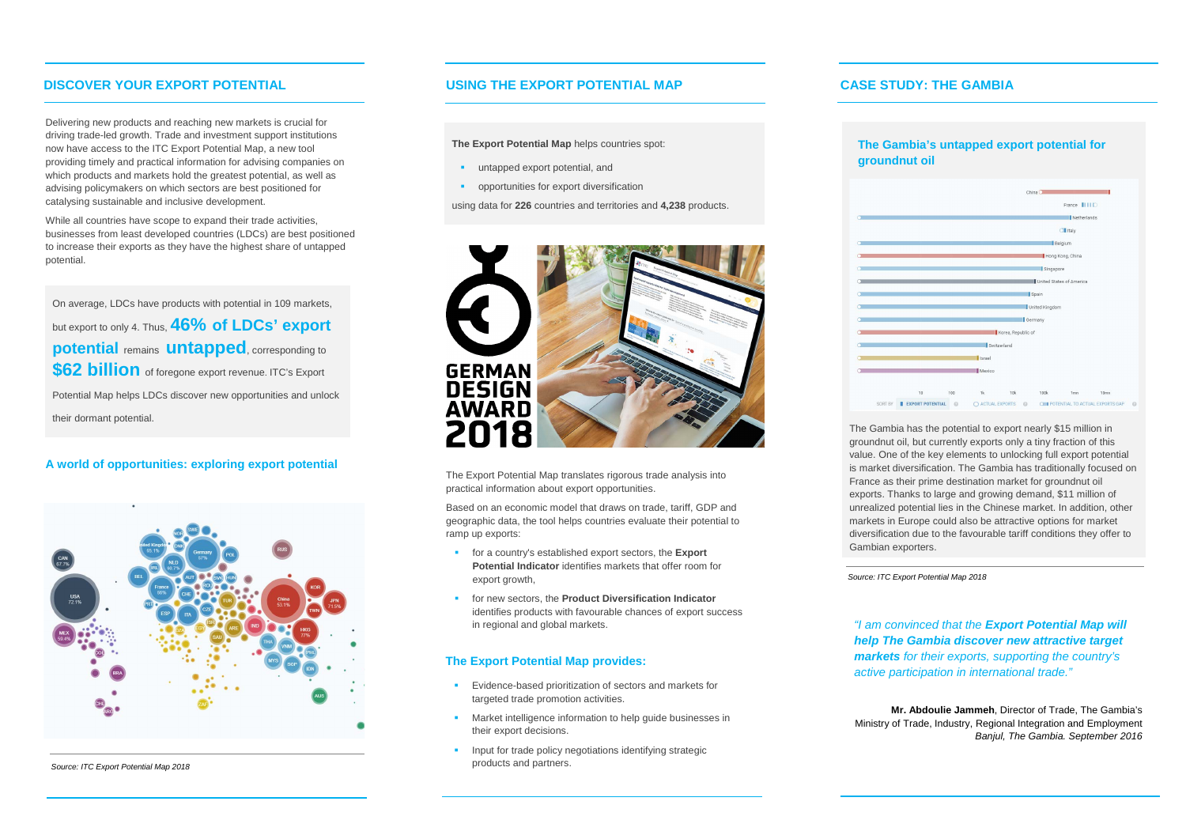## DISCOVER YOUR EXPORT POTENTIAL

Delivering new products and reaching new markets is crucial for driving trade-led growth. Trade and investment support institutions now have access to the ITC Export Potential Map, a new tool providing timely and practical information for advising companies on which products and markets hold the greatest potential, as well as advising policymakers on which sectors are best positioned for catalysing sustainable and inclusive development.

While all countries have scope to expand their trade activities, businesses from least developed countries (LDCs) are best positioned to increase their exports as they have the highest share of untapped potential.

On average, LDCs have products with potential in 109 markets, but export to only 4. Thus, **46% of LDCs' export potential** remains **untapped**, corresponding to **$62 billion** of foregone export revenue. ITC's Export Potential Map helps LDCs discover new opportunities and unlock their dormant potential.

### A world of opportunities: exploring export potential

*Source: ITC Export Potential Map 2018*

## USING THE EXPORT POTENTIAL MAP

**The Export Potential Map** helps countries spot:

- untapped export potential, and
- opportunities for export diversification

using data for **226** countries and territories and **4,238** products.

The Export Potential Map translates rigorous trade analysis into practical information about export opportunities.

Based on an economic model that draws on trade, tariff, GDP and geographic data, the tool helps countries evaluate their potential to ramp up exports:

- for a country's established export sectors, the **Export Potential Indicator** identifies markets that offer room for export growth,
- for new sectors, the **Product Diversification Indicator** identifies products with favourable chances of export success in regional and global markets.

### The Export Potential Map provides:

- Evidence-based prioritization of sectors and markets for targeted trade promotion activities.
- Market intelligence information to help guide businesses in their export decisions.
- Input for trade policy negotiations identifying strategic products and partners.

## CASE STUDY: THE GAMBIA

### The Gambia's untapped export potential for groundnut oil

The Gambia has the potential to export nearly $15 million in groundnut oil, but currently exports only a tiny fraction of this value. One of the key elements to unlocking full export potential is market diversification. The Gambia has traditionally focused on France as their prime destination market for groundnut oil exports. Thanks to large and growing demand, $11 million of unrealized potential lies in the Chinese market. In addition, other markets in Europe could also be attractive options for market diversification due to the favourable tariff conditions they offer to Gambian exporters.

*Source: ITC Export Potential Map 2018*

*"I am convinced that the **Export Potential Map will help The Gambia discover new attractive target markets** for their exports, supporting the country's active participation in international trade."*

**Mr. Abdoulie Jammeh**, Director of Trade, The Gambia's Ministry of Trade, Industry, Regional Integration and Employment
*Banjul, The Gambia. September 2016*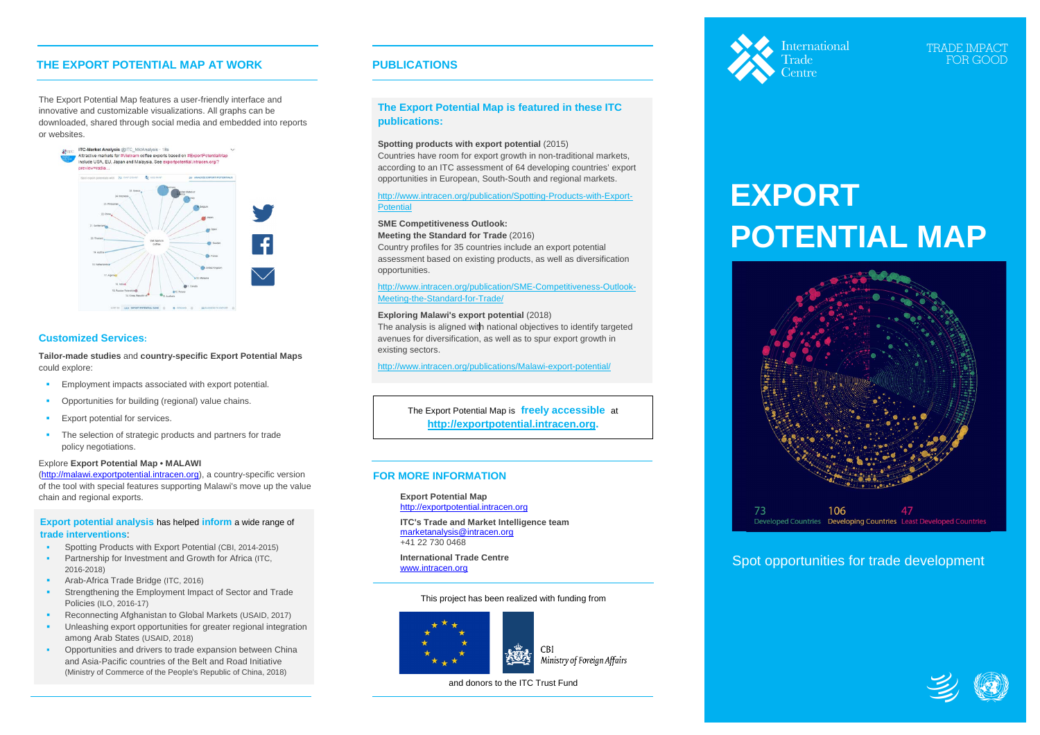## THE EXPORT POTENTIAL MAP AT WORK

The Export Potential Map features a user-friendly interface and innovative and customizable visualizations. All graphs can be downloaded, shared through social media and embedded into reports or websites.

### Customized Services:

**Tailor-made studies** and **country-specific Export Potential Maps** could explore:

- Employment impacts associated with export potential.
- Opportunities for building (regional) value chains.
- Export potential for services.
- The selection of strategic products and partners for trade policy negotiations.

Explore **Export Potential Map • MALAWI** (http://malawi.exportpotential.intracen.org), a country-specific version of the tool with special features supporting Malawi's move up the value chain and regional exports.

**Export potential analysis** has helped **inform** a wide range of **trade interventions**:

- Spotting Products with Export Potential (CBI, 2014-2015)
- Partnership for Investment and Growth for Africa (ITC, 2016-2018)
- Arab-Africa Trade Bridge (ITC, 2016)
- Strengthening the Employment Impact of Sector and Trade Policies (ILO, 2016-17)
- Reconnecting Afghanistan to Global Markets (USAID, 2017)
- Unleashing export opportunities for greater regional integration among Arab States (USAID, 2018)
- Opportunities and drivers to trade expansion between China and Asia-Pacific countries of the Belt and Road Initiative (Ministry of Commerce of the People's Republic of China, 2018)

## PUBLICATIONS

### The Export Potential Map is featured in these ITC publications:

**Spotting products with export potential** (2015)
Countries have room for export growth in non-traditional markets, according to an ITC assessment of 64 developing countries' export opportunities in European, South-South and regional markets.

http://www.intracen.org/publication/Spotting-Products-with-Export-Potential

**SME Competitiveness Outlook:**
**Meeting the Standard for Trade** (2016)
Country profiles for 35 countries include an export potential assessment based on existing products, as well as diversification opportunities.

http://www.intracen.org/publication/SME-Competitiveness-Outlook-Meeting-the-Standard-for-Trade/

**Exploring Malawi's export potential** (2018)
The analysis is aligned with national objectives to identify targeted avenues for diversification, as well as to spur export growth in existing sectors.

http://www.intracen.org/publications/Malawi-export-potential/

The Export Potential Map is **freely accessible** at **http://exportpotential.intracen.org**.

## FOR MORE INFORMATION

**Export Potential Map**
http://exportpotential.intracen.org

**ITC's Trade and Market Intelligence team**
marketanalysis@intracen.org
+41 22 730 0468

**International Trade Centre**
www.intracen.org

This project has been realized with funding from

CBI
*Ministry of Foreign Affairs*

and donors to the ITC Trust Fund

International Trade Centre

TRADE IMPACT FOR GOOD

# EXPORT POTENTIAL MAP

73 Developed Countries
106 Developing Countries
47 Least Developed Countries

Spot opportunities for trade development